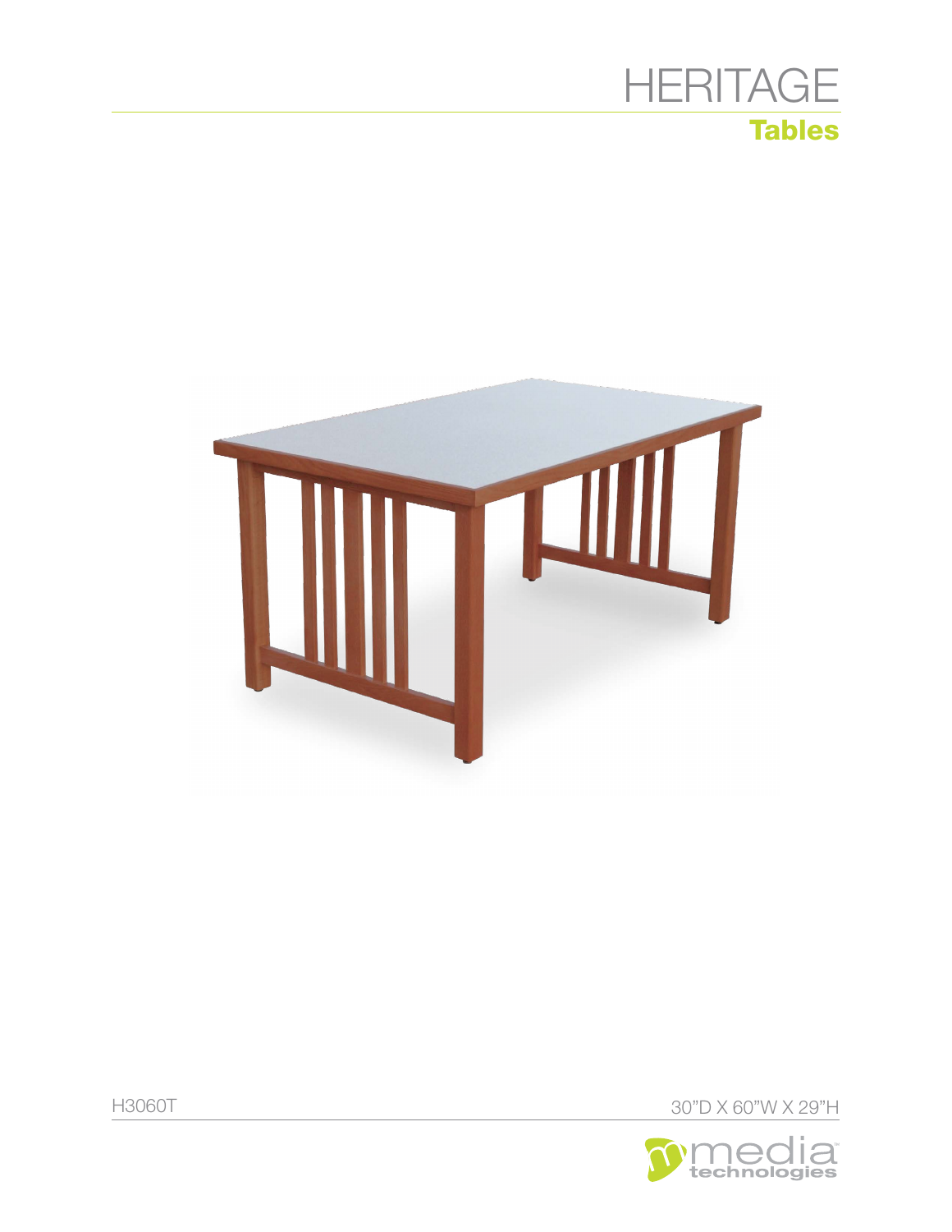# HERITAGE

## Tables

H3060T

30"D X 60"W X 29"H

media technologies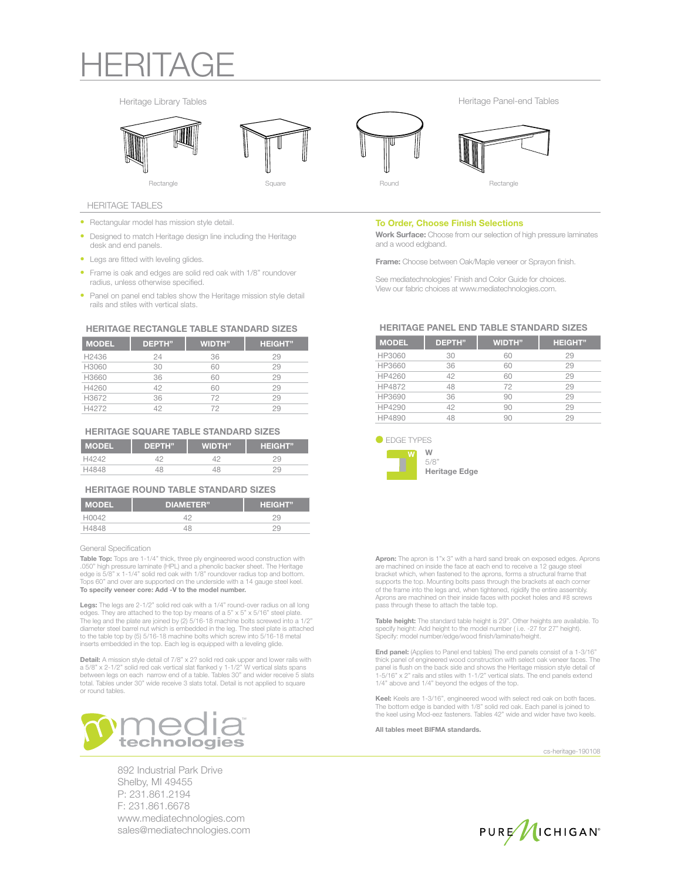# HERITAGE

Heritage Library Tables

Rectangle

Square

Round

Heritage Panel-end Tables

Rectangle

## HERITAGE TABLES

- Rectangular model has mission style detail.
- Designed to match Heritage design line including the Heritage desk and end panels.
- Legs are fitted with leveling glides.
- Frame is oak and edges are solid red oak with 1/8" roundover radius, unless otherwise specified.
- Panel on panel end tables show the Heritage mission style detail rails and stiles with vertical slats.

### HERITAGE RECTANGLE TABLE STANDARD SIZES

| MODEL | DEPTH" | WIDTH" | HEIGHT" |
|---|---|---|---|
| H2436 | 24 | 36 | 29 |
| H3060 | 30 | 60 | 29 |
| H3660 | 36 | 60 | 29 |
| H4260 | 42 | 60 | 29 |
| H3672 | 36 | 72 | 29 |
| H4272 | 42 | 72 | 29 |

### HERITAGE SQUARE TABLE STANDARD SIZES

| MODEL | DEPTH" | WIDTH" | HEIGHT" |
|---|---|---|---|
| H4242 | 42 | 42 | 29 |
| H4848 | 48 | 48 | 29 |

### HERITAGE ROUND TABLE STANDARD SIZES

| MODEL | DIAMETER" | HEIGHT" |
|---|---|---|
| H0042 | 42 | 29 |
| H4848 | 48 | 29 |

### To Order, Choose Finish Selections

**Work Surface:** Choose from our selection of high pressure laminates and a wood edgband.

**Frame:** Choose between Oak/Maple veneer or Sprayon finish.

See mediatechnologies' Finish and Color Guide for choices. View our fabric choices at www.mediatechnologies.com.

### HERITAGE PANEL END TABLE STANDARD SIZES

| MODEL | DEPTH" | WIDTH" | HEIGHT" |
|---|---|---|---|
| HP3060 | 30 | 60 | 29 |
| HP3660 | 36 | 60 | 29 |
| HP4260 | 42 | 60 | 29 |
| HP4872 | 48 | 72 | 29 |
| HP3690 | 36 | 90 | 29 |
| HP4290 | 42 | 90 | 29 |
| HP4890 | 48 | 90 | 29 |

EDGE TYPES

W
5/8"
**Heritage Edge**

General Specification

**Table Top:** Tops are 1-1/4" thick, three ply engineered wood construction with .050" high pressure laminate (HPL) and a phenolic backer sheet. The Heritage edge is 5/8" x 1-1/4" solid red oak with 1/8" roundover radius top and bottom. Tops 60" and over are supported on the underside with a 14 gauge steel keel. **To specify veneer core: Add -V to the model number.**

**Legs:** The legs are 2-1/2" solid red oak with a 1/4" round-over radius on all long edges. They are attached to the top by means of a 5" x 5" x 5/16" steel plate. The leg and the plate are joined by (2) 5/16-18 machine bolts screwed into a 1/2" diameter steel barrel nut which is embedded in the leg. The steel plate is attached to the table top by (5) 5/16-18 machine bolts which screw into 5/16-18 metal inserts embedded in the top. Each leg is equipped with a leveling glide.

**Detail:** A mission style detail of 7/8" x 2? solid red oak upper and lower rails with a 5/8" x 2-1/2" solid red oak vertical slat flanked y 1-1/2" W vertical slats spans between legs on each narrow end of a table. Tables 30" and wider receive 5 slats total. Tables under 30" wide receive 3 slats total. Detail is not applied to square or round tables.

**Apron:** The apron is 1"x 3" with a hard sand break on exposed edges. Aprons are machined on inside the face at each end to receive a 12 gauge steel bracket which, when fastened to the aprons, forms a structural frame that supports the top. Mounting bolts pass through the brackets at each corner of the frame into the legs and, when tightened, rigidify the entire assembly. Aprons are machined on their inside faces with pocket holes and #8 screws pass through these to attach the table top.

**Table height:** The standard table height is 29". Other heights are available. To specify height: Add height to the model number ( i.e. -27 for 27" height). Specify: model number/edge/wood finish/laminate/height.

**End panel:** (Applies to Panel end tables) The end panels consist of a 1-3/16" thick panel of engineered wood construction with select oak veneer faces. The panel is flush on the back side and shows the Heritage mission style detail of 1-5/16" x 2" rails and stiles with 1-1/2" vertical slats. The end panels extend 1/4" above and 1/4" beyond the edges of the top.

**Keel:** Keels are 1-3/16", engineered wood with select red oak on both faces. The bottom edge is banded with 1/8" solid red oak. Each panel is joined to the keel using Mod-eez fasteners. Tables 42" wide and wider have two keels.

**All tables meet BIFMA standards.**

cs-heritage-190108

media technologies™

892 Industrial Park Drive
Shelby, MI 49455
P: 231.861.2194
F: 231.861.6678
www.mediatechnologies.com
sales@mediatechnologies.com

PURE MICHIGAN®